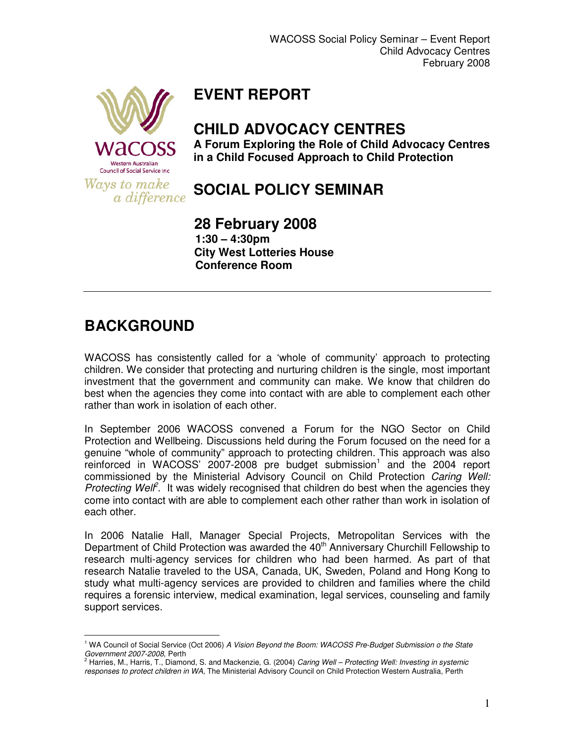# EVENT REPORT

# CHILD ADVOCACY CENTRES

**A Forum Exploring the Role of Child Advocacy Centres in a Child Focused Approach to Child Protection**

# SOCIAL POLICY SEMINAR

## 28 February 2008

**1:30 – 4:30pm**
**City West Lotteries House**
**Conference Room**

---

# BACKGROUND

WACOSS has consistently called for a 'whole of community' approach to protecting children. We consider that protecting and nurturing children is the single, most important investment that the government and community can make. We know that children do best when the agencies they come into contact with are able to complement each other rather than work in isolation of each other.

In September 2006 WACOSS convened a Forum for the NGO Sector on Child Protection and Wellbeing. Discussions held during the Forum focused on the need for a genuine "whole of community" approach to protecting children. This approach was also reinforced in WACOSS' 2007-2008 pre budget submission[1] and the 2004 report commissioned by the Ministerial Advisory Council on Child Protection *Caring Well: Protecting Well*[2]. It was widely recognised that children do best when the agencies they come into contact with are able to complement each other rather than work in isolation of each other.

In 2006 Natalie Hall, Manager Special Projects, Metropolitan Services with the Department of Child Protection was awarded the 40th Anniversary Churchill Fellowship to research multi-agency services for children who had been harmed. As part of that research Natalie traveled to the USA, Canada, UK, Sweden, Poland and Hong Kong to study what multi-agency services are provided to children and families where the child requires a forensic interview, medical examination, legal services, counseling and family support services.

---

[1] WA Council of Social Service (Oct 2006) *A Vision Beyond the Boom: WACOSS Pre-Budget Submission o the State Government 2007-2008*, Perth

[2] Harries, M., Harris, T., Diamond, S. and Mackenzie, G. (2004) *Caring Well – Protecting Well: Investing in systemic responses to protect children in WA*, The Ministerial Advisory Council on Child Protection Western Australia, Perth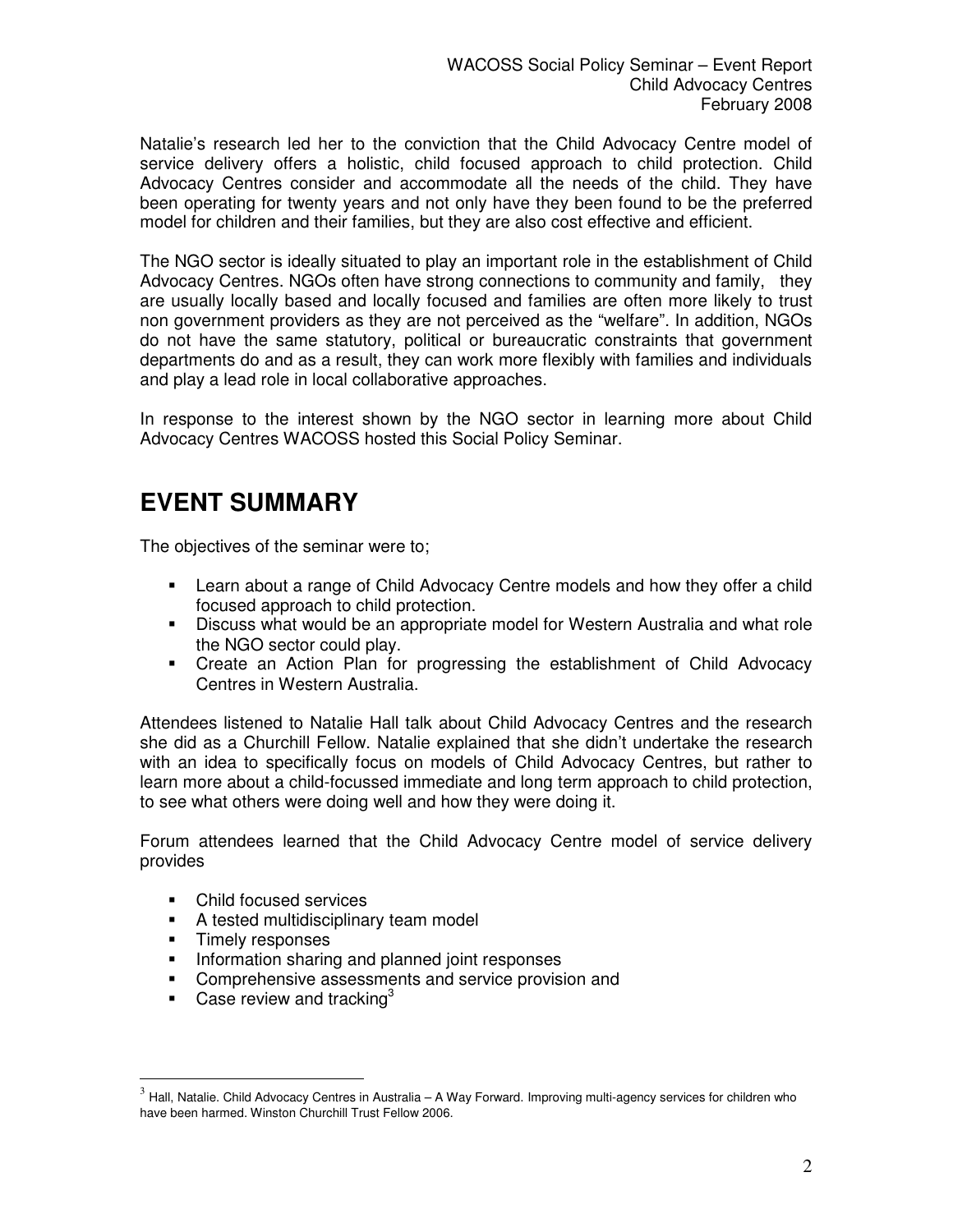Natalie's research led her to the conviction that the Child Advocacy Centre model of service delivery offers a holistic, child focused approach to child protection. Child Advocacy Centres consider and accommodate all the needs of the child. They have been operating for twenty years and not only have they been found to be the preferred model for children and their families, but they are also cost effective and efficient.

The NGO sector is ideally situated to play an important role in the establishment of Child Advocacy Centres. NGOs often have strong connections to community and family, they are usually locally based and locally focused and families are often more likely to trust non government providers as they are not perceived as the "welfare". In addition, NGOs do not have the same statutory, political or bureaucratic constraints that government departments do and as a result, they can work more flexibly with families and individuals and play a lead role in local collaborative approaches.

In response to the interest shown by the NGO sector in learning more about Child Advocacy Centres WACOSS hosted this Social Policy Seminar.

# EVENT SUMMARY

The objectives of the seminar were to;

- Learn about a range of Child Advocacy Centre models and how they offer a child focused approach to child protection.
- Discuss what would be an appropriate model for Western Australia and what role the NGO sector could play.
- Create an Action Plan for progressing the establishment of Child Advocacy Centres in Western Australia.

Attendees listened to Natalie Hall talk about Child Advocacy Centres and the research she did as a Churchill Fellow. Natalie explained that she didn't undertake the research with an idea to specifically focus on models of Child Advocacy Centres, but rather to learn more about a child-focussed immediate and long term approach to child protection, to see what others were doing well and how they were doing it.

Forum attendees learned that the Child Advocacy Centre model of service delivery provides

- Child focused services
- A tested multidisciplinary team model
- Timely responses
- Information sharing and planned joint responses
- Comprehensive assessments and service provision and
- Case review and tracking[3]

[3] Hall, Natalie. Child Advocacy Centres in Australia – A Way Forward. Improving multi-agency services for children who have been harmed. Winston Churchill Trust Fellow 2006.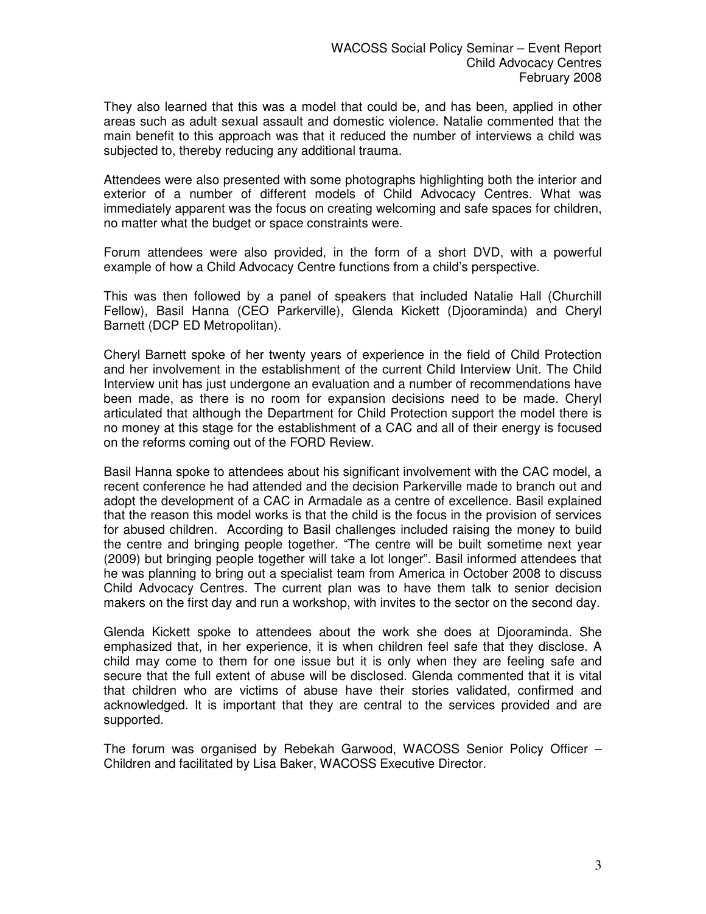They also learned that this was a model that could be, and has been, applied in other areas such as adult sexual assault and domestic violence. Natalie commented that the main benefit to this approach was that it reduced the number of interviews a child was subjected to, thereby reducing any additional trauma.

Attendees were also presented with some photographs highlighting both the interior and exterior of a number of different models of Child Advocacy Centres. What was immediately apparent was the focus on creating welcoming and safe spaces for children, no matter what the budget or space constraints were.

Forum attendees were also provided, in the form of a short DVD, with a powerful example of how a Child Advocacy Centre functions from a child's perspective.

This was then followed by a panel of speakers that included Natalie Hall (Churchill Fellow), Basil Hanna (CEO Parkerville), Glenda Kickett (Djooraminda) and Cheryl Barnett (DCP ED Metropolitan).

Cheryl Barnett spoke of her twenty years of experience in the field of Child Protection and her involvement in the establishment of the current Child Interview Unit. The Child Interview unit has just undergone an evaluation and a number of recommendations have been made, as there is no room for expansion decisions need to be made. Cheryl articulated that although the Department for Child Protection support the model there is no money at this stage for the establishment of a CAC and all of their energy is focused on the reforms coming out of the FORD Review.

Basil Hanna spoke to attendees about his significant involvement with the CAC model, a recent conference he had attended and the decision Parkerville made to branch out and adopt the development of a CAC in Armadale as a centre of excellence. Basil explained that the reason this model works is that the child is the focus in the provision of services for abused children. According to Basil challenges included raising the money to build the centre and bringing people together. "The centre will be built sometime next year (2009) but bringing people together will take a lot longer". Basil informed attendees that he was planning to bring out a specialist team from America in October 2008 to discuss Child Advocacy Centres. The current plan was to have them talk to senior decision makers on the first day and run a workshop, with invites to the sector on the second day.

Glenda Kickett spoke to attendees about the work she does at Djooraminda. She emphasized that, in her experience, it is when children feel safe that they disclose. A child may come to them for one issue but it is only when they are feeling safe and secure that the full extent of abuse will be disclosed. Glenda commented that it is vital that children who are victims of abuse have their stories validated, confirmed and acknowledged. It is important that they are central to the services provided and are supported.

The forum was organised by Rebekah Garwood, WACOSS Senior Policy Officer – Children and facilitated by Lisa Baker, WACOSS Executive Director.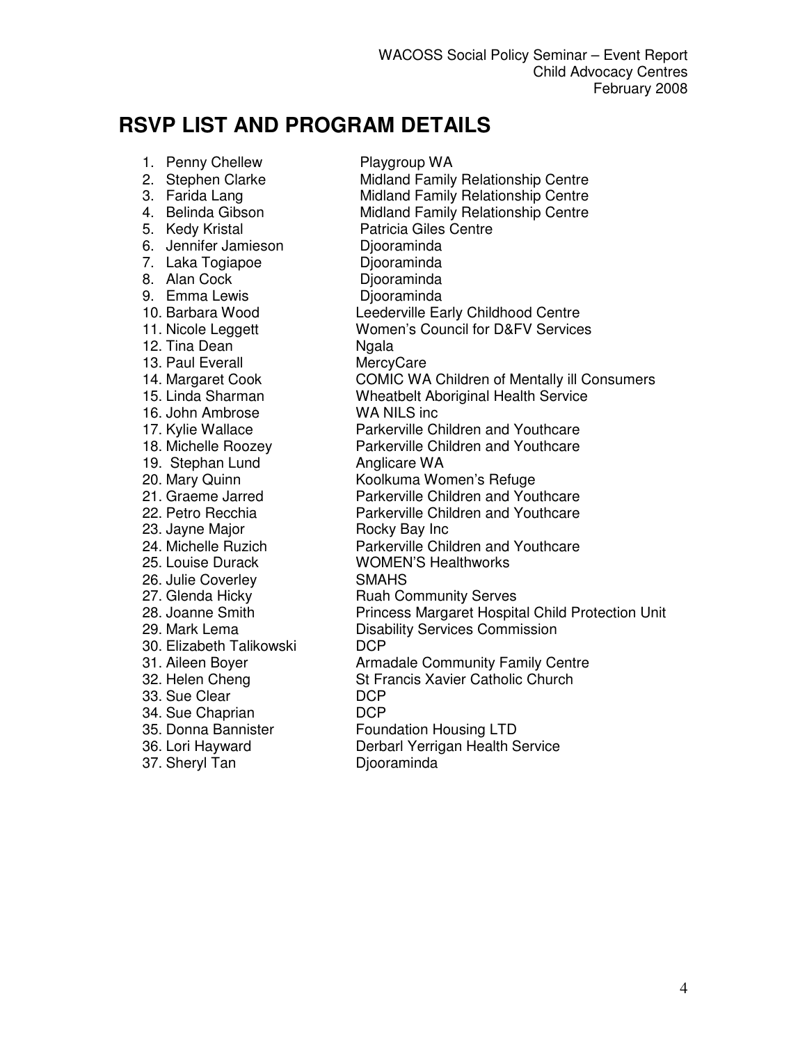# RSVP LIST AND PROGRAM DETAILS

1. Penny Chellew Playgroup WA
2. Stephen Clarke Midland Family Relationship Centre
3. Farida Lang Midland Family Relationship Centre
4. Belinda Gibson Midland Family Relationship Centre
5. Kedy Kristal Patricia Giles Centre
6. Jennifer Jamieson Djooraminda
7. Laka Togiapoe Djooraminda
8. Alan Cock Djooraminda
9. Emma Lewis Djooraminda
10. Barbara Wood Leederville Early Childhood Centre
11. Nicole Leggett Women's Council for D&FV Services
12. Tina Dean Ngala
13. Paul Everall MercyCare
14. Margaret Cook COMIC WA Children of Mentally ill Consumers
15. Linda Sharman Wheatbelt Aboriginal Health Service
16. John Ambrose WA NILS inc
17. Kylie Wallace Parkerville Children and Youthcare
18. Michelle Roozey Parkerville Children and Youthcare
19. Stephan Lund Anglicare WA
20. Mary Quinn Koolkuma Women's Refuge
21. Graeme Jarred Parkerville Children and Youthcare
22. Petro Recchia Parkerville Children and Youthcare
23. Jayne Major Rocky Bay Inc
24. Michelle Ruzich Parkerville Children and Youthcare
25. Louise Durack WOMEN'S Healthworks
26. Julie Coverley SMAHS
27. Glenda Hicky Ruah Community Serves
28. Joanne Smith Princess Margaret Hospital Child Protection Unit
29. Mark Lema Disability Services Commission
30. Elizabeth Talikowski DCP
31. Aileen Boyer Armadale Community Family Centre
32. Helen Cheng St Francis Xavier Catholic Church
33. Sue Clear DCP
34. Sue Chaprian DCP
35. Donna Bannister Foundation Housing LTD
36. Lori Hayward Derbarl Yerrigan Health Service
37. Sheryl Tan Djooraminda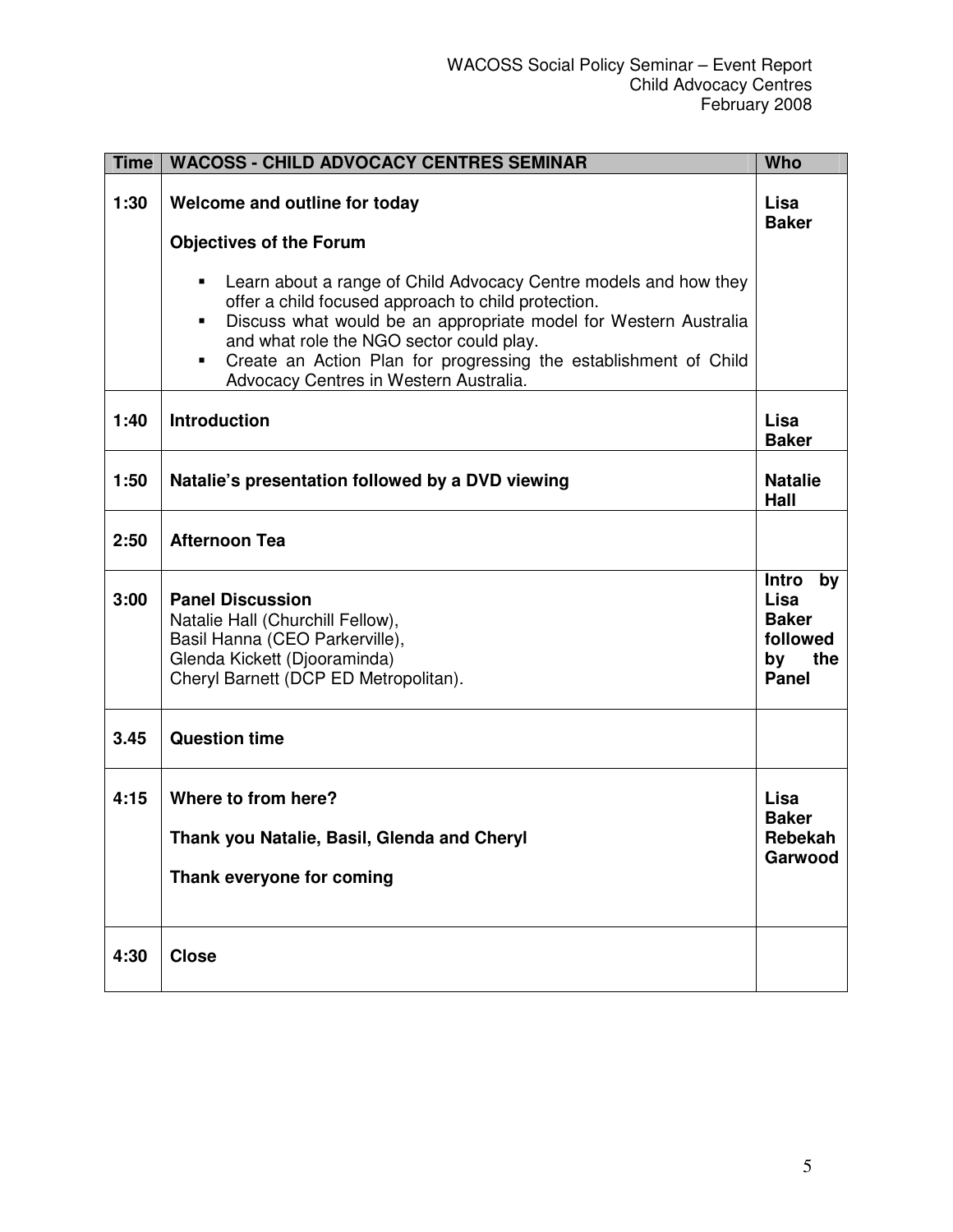| Time | WACOSS - CHILD ADVOCACY CENTRES SEMINAR | Who |
|---|---|---|
| 1:30 | **Welcome and outline for today**<br><br>**Objectives of the Forum**<br><br>▪ Learn about a range of Child Advocacy Centre models and how they offer a child focused approach to child protection.<br>▪ Discuss what would be an appropriate model for Western Australia and what role the NGO sector could play.<br>▪ Create an Action Plan for progressing the establishment of Child Advocacy Centres in Western Australia. | **Lisa Baker** |
| 1:40 | **Introduction** | **Lisa Baker** |
| 1:50 | **Natalie's presentation followed by a DVD viewing** | **Natalie Hall** |
| 2:50 | **Afternoon Tea** | |
| 3:00 | **Panel Discussion**<br>Natalie Hall (Churchill Fellow),<br>Basil Hanna (CEO Parkerville),<br>Glenda Kickett (Djooraminda)<br>Cheryl Barnett (DCP ED Metropolitan). | **Intro by Lisa Baker followed by the Panel** |
| 3.45 | **Question time** | |
| 4:15 | **Where to from here?**<br><br>**Thank you Natalie, Basil, Glenda and Cheryl**<br><br>**Thank everyone for coming** | **Lisa Baker**<br>**Rebekah Garwood** |
| 4:30 | **Close** | |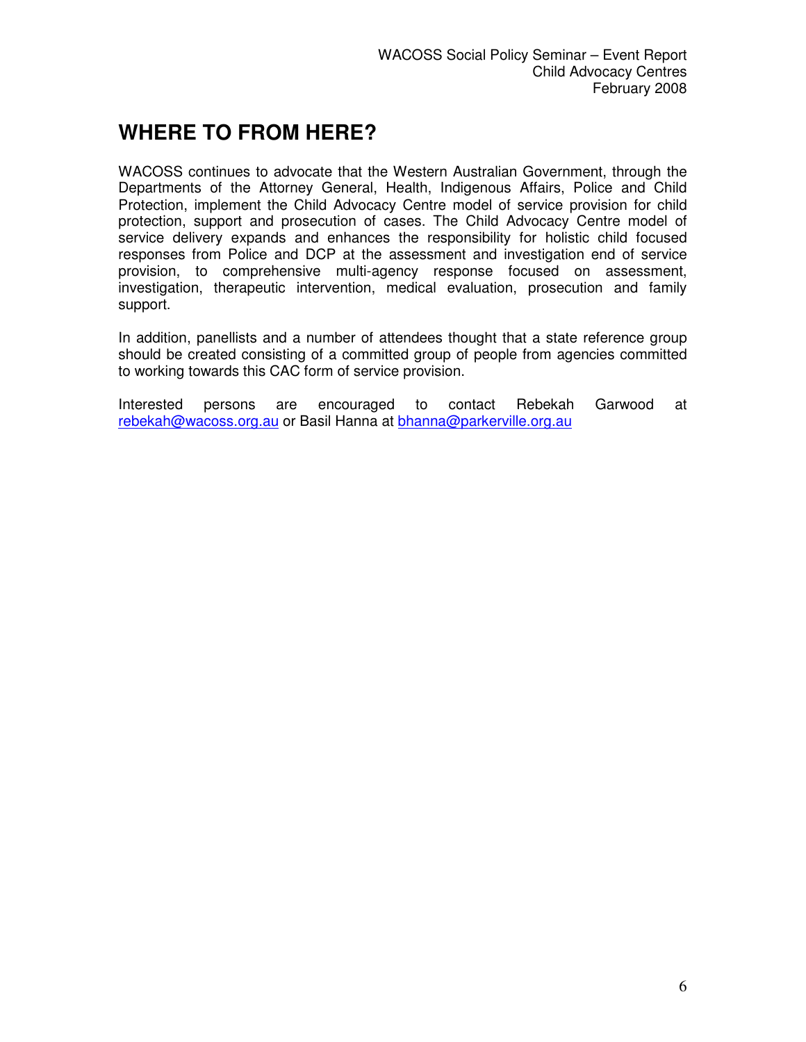## WHERE TO FROM HERE?

WACOSS continues to advocate that the Western Australian Government, through the Departments of the Attorney General, Health, Indigenous Affairs, Police and Child Protection, implement the Child Advocacy Centre model of service provision for child protection, support and prosecution of cases. The Child Advocacy Centre model of service delivery expands and enhances the responsibility for holistic child focused responses from Police and DCP at the assessment and investigation end of service provision, to comprehensive multi-agency response focused on assessment, investigation, therapeutic intervention, medical evaluation, prosecution and family support.

In addition, panellists and a number of attendees thought that a state reference group should be created consisting of a committed group of people from agencies committed to working towards this CAC form of service provision.

Interested persons are encouraged to contact Rebekah Garwood at rebekah@wacoss.org.au or Basil Hanna at bhanna@parkerville.org.au